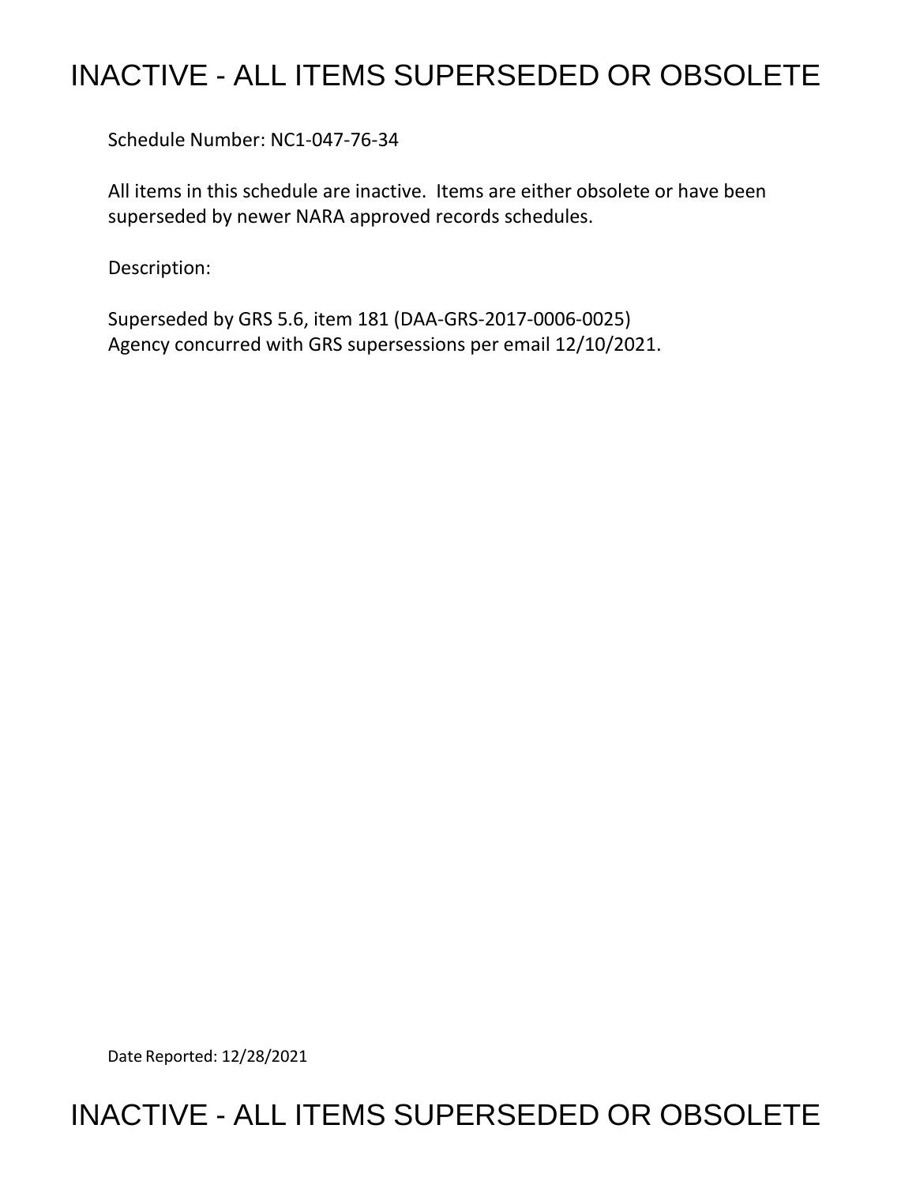# INACTIVE - ALL ITEMS SUPERSEDED OR OBSOLETE

Schedule Number: NC1-047-76-34

All items in this schedule are inactive. Items are either obsolete or have been superseded by newer NARA approved records schedules.

Description:

Superseded by GRS 5.6, item 181 (DAA-GRS-2017-0006-0025)
Agency concurred with GRS supersessions per email 12/10/2021.

Date Reported: 12/28/2021

# INACTIVE - ALL ITEMS SUPERSEDED OR OBSOLETE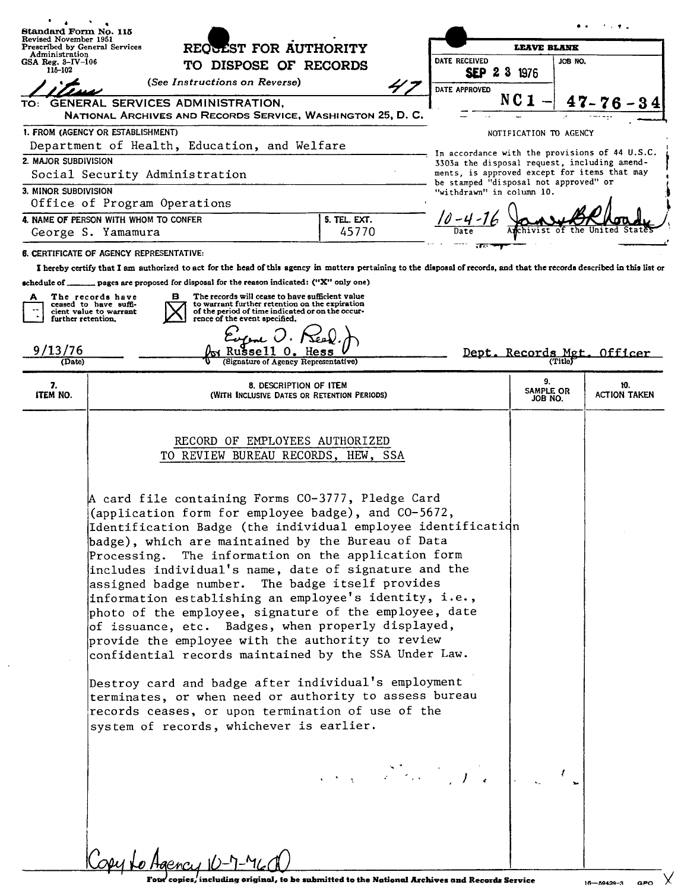Standard Form No. 115
Revised November 1951
Prescribed by General Services Administration
GSA Reg. 3-IV-106
115-102

# REQUEST FOR AUTHORITY TO DISPOSE OF RECORDS

(*See Instructions on Reverse*)

47

TO: GENERAL SERVICES ADMINISTRATION,
NATIONAL ARCHIVES AND RECORDS SERVICE, WASHINGTON 25, D. C.

| LEAVE BLANK | |
|---|---|
| DATE RECEIVED: SEP 23 1976 | JOB NO. |
| DATE APPROVED | NC1 – 47-76-34 |

NOTIFICATION TO AGENCY

In accordance with the provisions of 44 U.S.C. 3303a the disposal request, including amendments, is approved except for items that may be stamped "disposal not approved" or "withdrawn" in column 10.

10-4-76 — Date
[Signature] — Archivist of the United States

**1. FROM (AGENCY OR ESTABLISHMENT)**
Department of Health, Education, and Welfare

**2. MAJOR SUBDIVISION**
Social Security Administration

**3. MINOR SUBDIVISION**
Office of Program Operations

**4. NAME OF PERSON WITH WHOM TO CONFER**
George S. Yamamura

**5. TEL. EXT.**
45770

**6. CERTIFICATE OF AGENCY REPRESENTATIVE:**

I hereby certify that I am authorized to act for the head of this agency in matters pertaining to the disposal of records, and that the records described in this list or schedule of ______ pages are proposed for disposal for the reason indicated: ("X" only one)

A [ ] The records have ceased to have sufficient value to warrant further retention.

B [X] The records will cease to have sufficient value to warrant further retention on the expiration of the period of time indicated or on the occurrence of the event specified.

9/13/76 (Date) — Eugene O. Reed, Jr. for Russell O. Hess (Signature of Agency Representative) — Dept. Records Mgt. Officer (Title)

| 7. ITEM NO. | 8. DESCRIPTION OF ITEM (WITH INCLUSIVE DATES OR RETENTION PERIODS) | 9. SAMPLE OR JOB NO. | 10. ACTION TAKEN |
|---|---|---|---|
| | RECORD OF EMPLOYEES AUTHORIZED TO REVIEW BUREAU RECORDS, HEW, SSA<br><br>A card file containing Forms CO-3777, Pledge Card (application form for employee badge), and CO-5672, Identification Badge (the individual employee identification badge), which are maintained by the Bureau of Data Processing. The information on the application form includes individual's name, date of signature and the assigned badge number. The badge itself provides information establishing an employee's identity, i.e., photo of the employee, signature of the employee, date of issuance, etc. Badges, when properly displayed, provide the employee with the authority to review confidential records maintained by the SSA Under Law.<br><br>Destroy card and badge after individual's employment terminates, or when need or authority to assess bureau records ceases, or upon termination of use of the system of records, whichever is earlier. | | |

Copy to Agency 10-7-76

Four copies, including original, to be submitted to the National Archives and Records Service

16—59439-3 GPO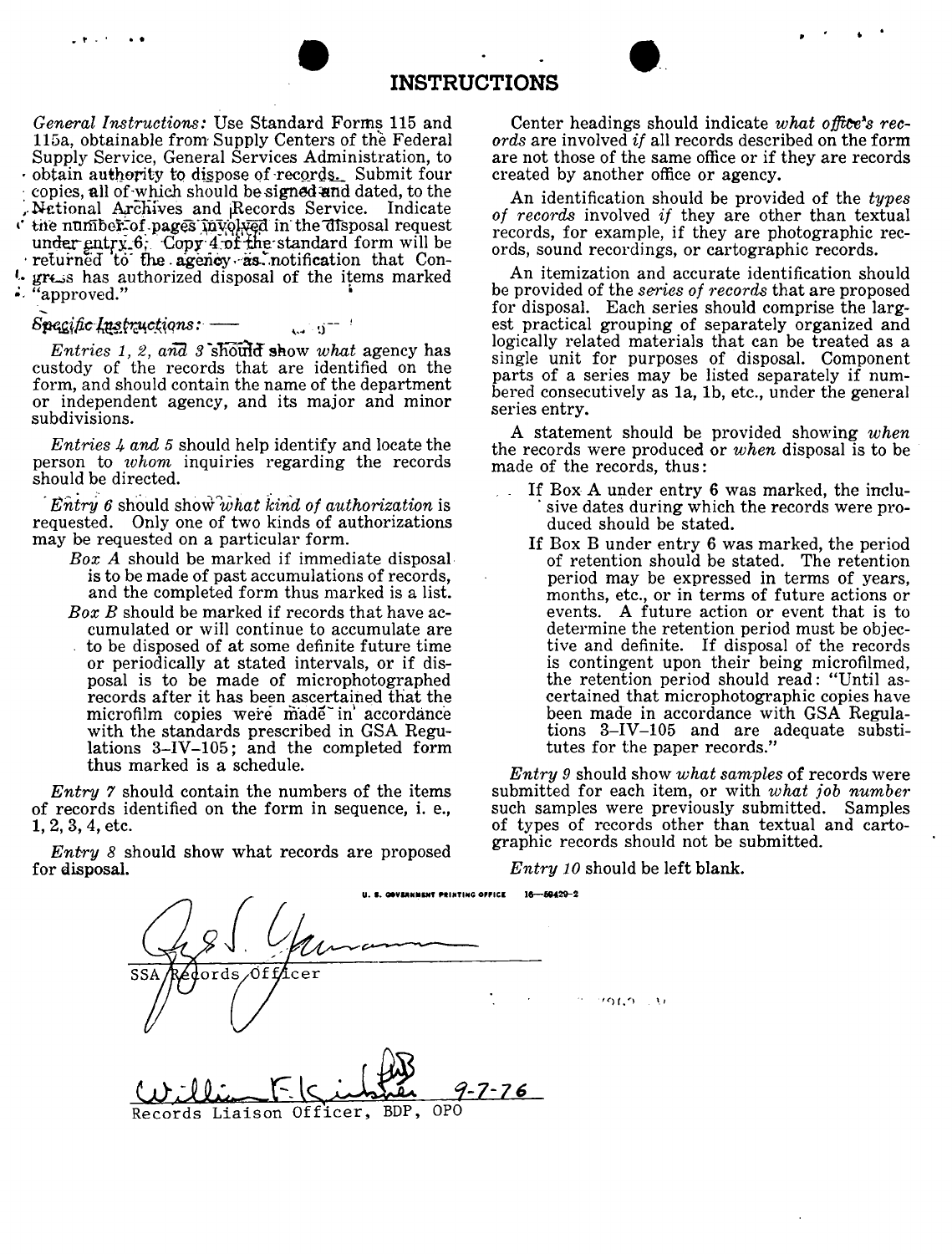# INSTRUCTIONS

*General Instructions:* Use Standard Forms 115 and 115a, obtainable from Supply Centers of the Federal Supply Service, General Services Administration, to obtain authority to dispose of records. Submit four copies, all of which should be signed and dated, to the National Archives and Records Service. Indicate the number of pages involved in the disposal request under entry 6. Copy 4 of the standard form will be returned to the agency as notification that Congress has authorized disposal of the items marked "approved."

*Specific Instructions:*

*Entries 1, 2, and 3* should show *what* agency has custody of the records that are identified on the form, and should contain the name of the department or independent agency, and its major and minor subdivisions.

*Entries 4 and 5* should help identify and locate the person to *whom* inquiries regarding the records should be directed.

*Entry 6* should show *what kind of authorization* is requested. Only one of two kinds of authorizations may be requested on a particular form.

- *Box A* should be marked if immediate disposal is to be made of past accumulations of records, and the completed form thus marked is a list.
- *Box B* should be marked if records that have accumulated or will continue to accumulate are to be disposed of at some definite future time or periodically at stated intervals, or if disposal is to be made of microphotographed records after it has been ascertained that the microfilm copies were made in accordance with the standards prescribed in GSA Regulations 3–IV–105; and the completed form thus marked is a schedule.

*Entry 7* should contain the numbers of the items of records identified on the form in sequence, i. e., 1, 2, 3, 4, etc.

*Entry 8* should show what records are proposed for disposal.

Center headings should indicate *what office's records* are involved *if* all records described on the form are not those of the same office or if they are records created by another office or agency.

An identification should be provided of the *types of records* involved *if* they are other than textual records, for example, if they are photographic records, sound recordings, or cartographic records.

An itemization and accurate identification should be provided of the *series of records* that are proposed for disposal. Each series should comprise the largest practical grouping of separately organized and logically related materials that can be treated as a single unit for purposes of disposal. Component parts of a series may be listed separately if numbered consecutively as 1a, 1b, etc., under the general series entry.

A statement should be provided showing *when* the records were produced or *when* disposal is to be made of the records, thus:

- If Box A under entry 6 was marked, the inclusive dates during which the records were produced should be stated.
- If Box B under entry 6 was marked, the period of retention should be stated. The retention period may be expressed in terms of years, months, etc., or in terms of future actions or events. A future action or event that is to determine the retention period must be objective and definite. If disposal of the records is contingent upon their being microfilmed, the retention period should read: "Until ascertained that microphotographic copies have been made in accordance with GSA Regulations 3–IV–105 and are adequate substitutes for the paper records."

*Entry 9* should show *what samples* of records were submitted for each item, or with *what job number* such samples were previously submitted. Samples of types of records other than textual and cartographic records should not be submitted.

*Entry 10* should be left blank.

U. S. GOVERNMENT PRINTING OFFICE 16—59429-2

SSA Records Officer

Records Liaison Officer, BDP, OPO 9-7-76